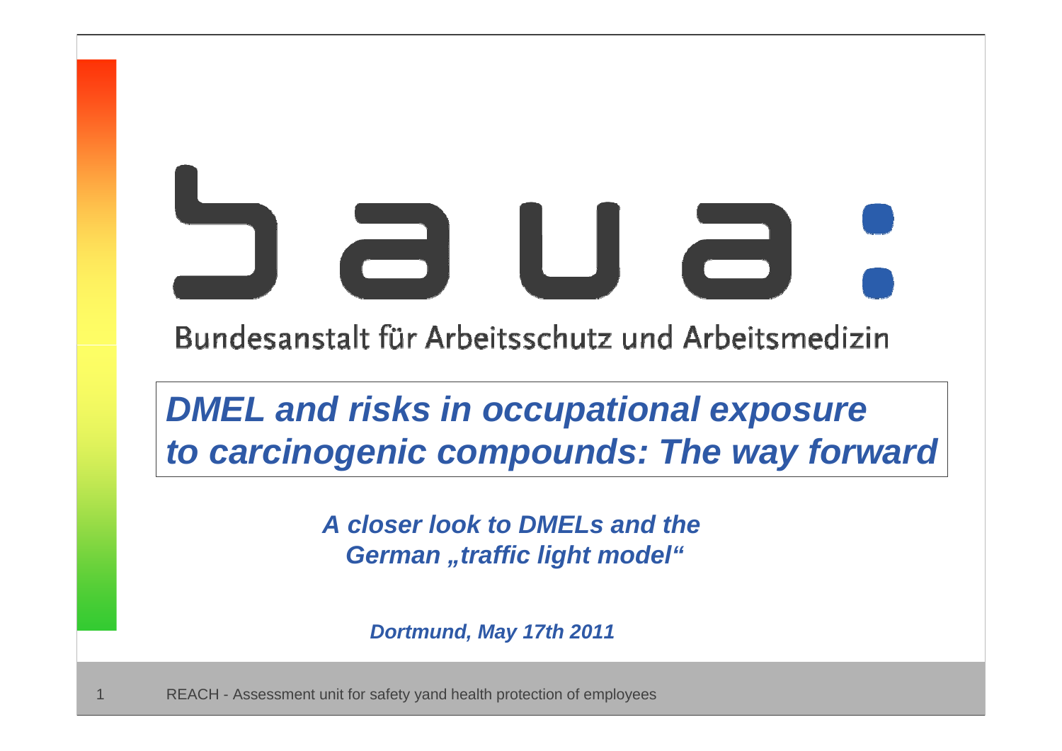baua:

Bundesanstalt für Arbeitsschutz und Arbeitsmedizin

# *DMEL and risks in occupational exposure to carcinogenic compounds: The way forward*

***A closer look to DMELs and the German „traffic light model“***

***Dortmund, May 17th 2011***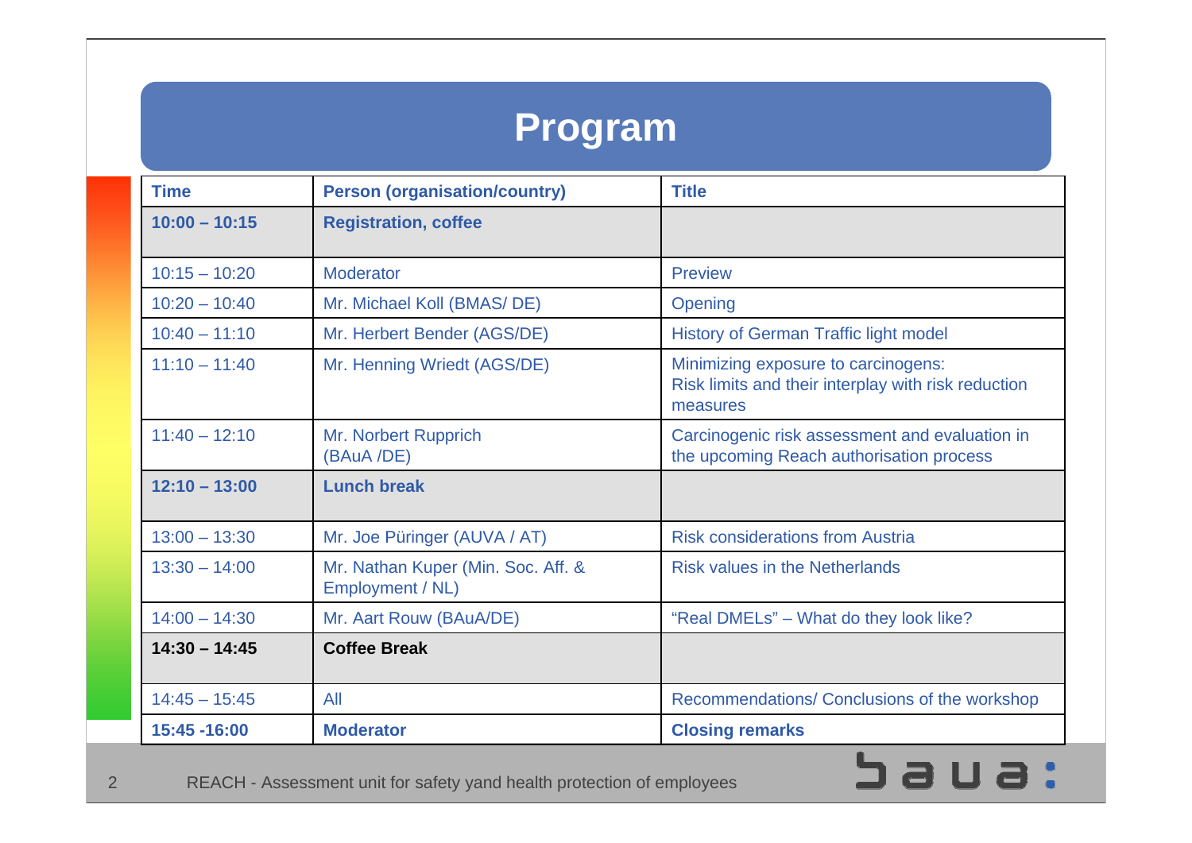# Program

| Time | Person (organisation/country) | Title |
| --- | --- | --- |
| **10:00 – 10:15** | **Registration, coffee** | |
| 10:15 – 10:20 | Moderator | Preview |
| 10:20 – 10:40 | Mr. Michael Koll (BMAS/ DE) | Opening |
| 10:40 – 11:10 | Mr. Herbert Bender (AGS/DE) | History of German Traffic light model |
| 11:10 – 11:40 | Mr. Henning Wriedt (AGS/DE) | Minimizing exposure to carcinogens: Risk limits and their interplay with risk reduction measures |
| 11:40 – 12:10 | Mr. Norbert Rupprich (BAuA /DE) | Carcinogenic risk assessment and evaluation in the upcoming Reach authorisation process |
| **12:10 – 13:00** | **Lunch break** | |
| 13:00 – 13:30 | Mr. Joe Püringer (AUVA / AT) | Risk considerations from Austria |
| 13:30 – 14:00 | Mr. Nathan Kuper (Min. Soc. Aff. & Employment / NL) | Risk values in the Netherlands |
| 14:00 – 14:30 | Mr. Aart Rouw (BAuA/DE) | “Real DMELs” – What do they look like? |
| **14:30 – 14:45** | **Coffee Break** | |
| 14:45 – 15:45 | All | Recommendations/ Conclusions of the workshop |
| **15:45 -16:00** | **Moderator** | **Closing remarks** |

REACH - Assessment unit for safety yand health protection of employees

baua: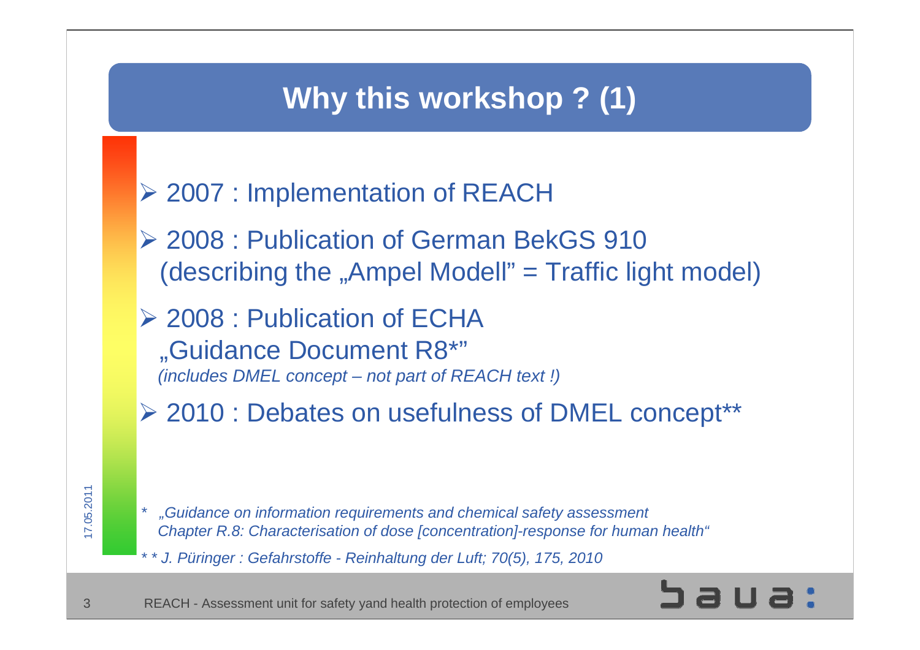# Why this workshop ? (1)

- 2007 : Implementation of REACH
- 2008 : Publication of German BekGS 910 (describing the „Ampel Modell" = Traffic light model)
- 2008 : Publication of ECHA „Guidance Document R8*"
  *(includes DMEL concept – not part of REACH text !)*
- 2010 : Debates on usefulness of DMEL concept**

\* *„Guidance on information requirements and chemical safety assessment Chapter R.8: Characterisation of dose [concentration]-response for human health“*

\* \* *J. Püringer : Gefahrstoffe - Reinhaltung der Luft; 70(5), 175, 2010*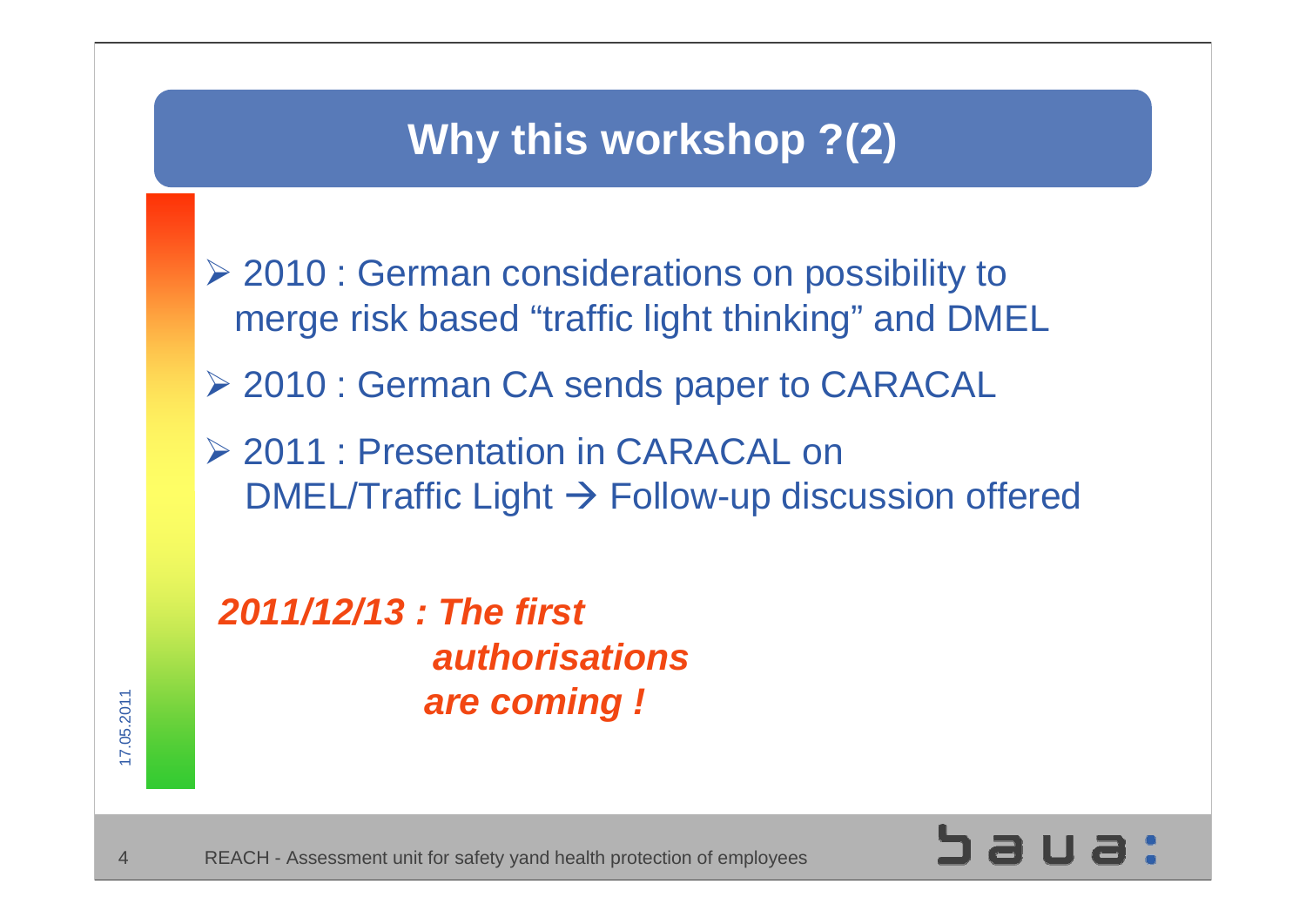# Why this workshop ?(2)

- 2010 : German considerations on possibility to merge risk based “traffic light thinking” and DMEL
- 2010 : German CA sends paper to CARACAL
- 2011 : Presentation in CARACAL on DMEL/Traffic Light → Follow-up discussion offered

***2011/12/13 : The first authorisations are coming !***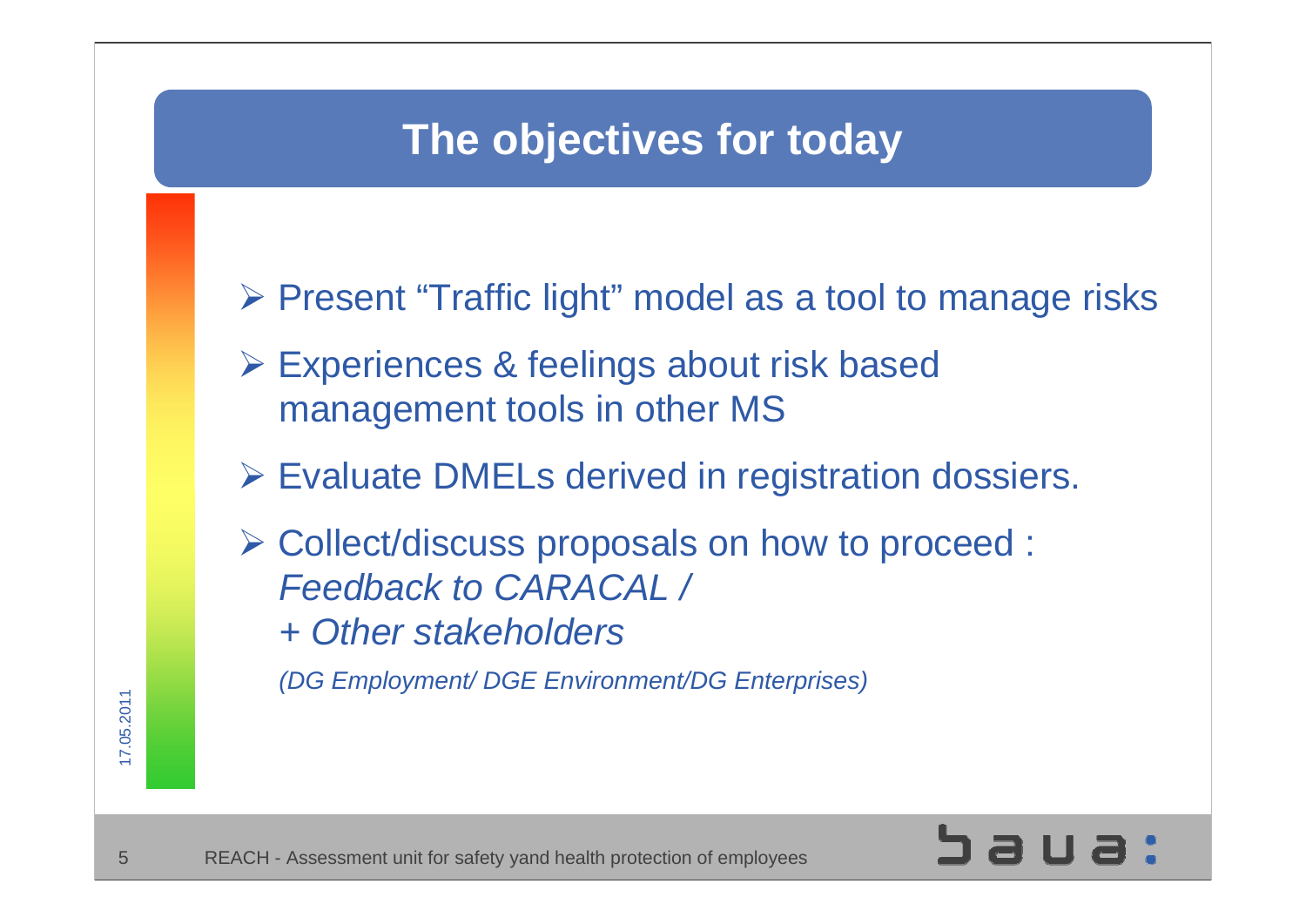# The objectives for today

- Present "Traffic light" model as a tool to manage risks
- Experiences & feelings about risk based management tools in other MS
- Evaluate DMELs derived in registration dossiers.
- Collect/discuss proposals on how to proceed : *Feedback to CARACAL /*
  *+ Other stakeholders*

  *(DG Employment/ DGE Environment/DG Enterprises)*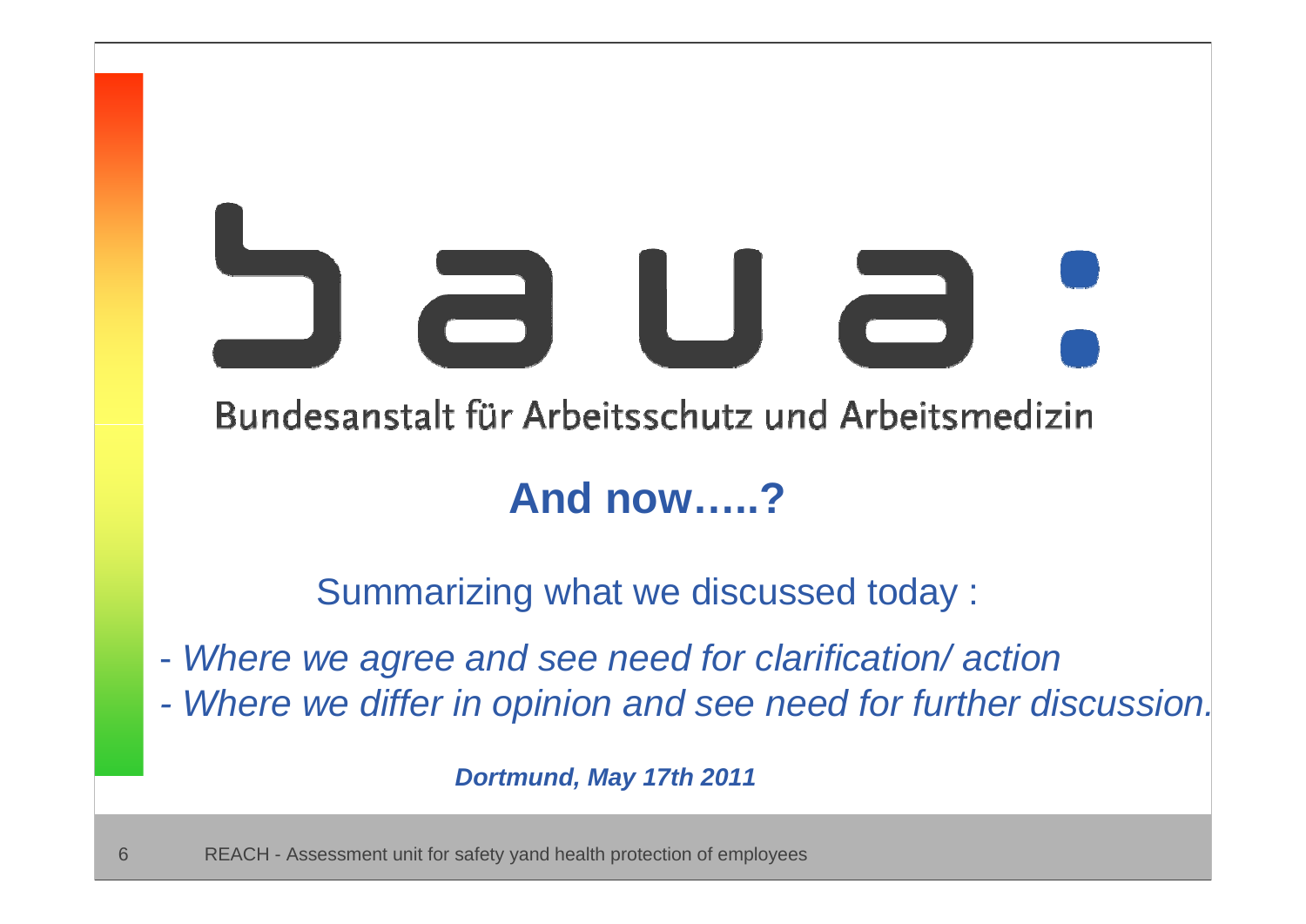baua:

Bundesanstalt für Arbeitsschutz und Arbeitsmedizin

## And now…..?

Summarizing what we discussed today :

- *Where we agree and see need for clarification/ action*
- *Where we differ in opinion and see need for further discussion.*

***Dortmund, May 17th 2011***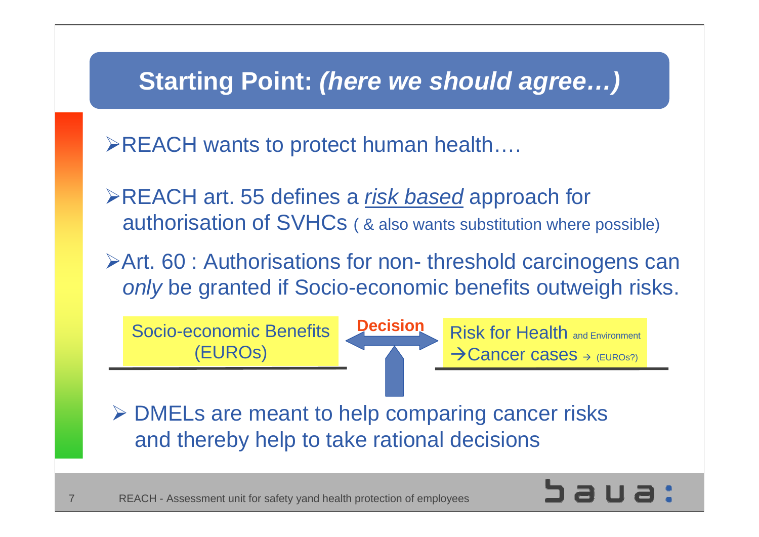## Starting Point: *(here we should agree…)*

- REACH wants to protect human health….
- REACH art. 55 defines a <u>*risk based*</u> approach for authorisation of SVHCs ( & also wants substitution where possible)
- Art. 60 : Authorisations for non- threshold carcinogens can *only* be granted if Socio-economic benefits outweigh risks.

Socio-economic Benefits (EUROs)

**Decision**

Risk for Health and Environment
→Cancer cases → (EUROs?)

- DMELs are meant to help comparing cancer risks and thereby help to take rational decisions

REACH - Assessment unit for safety yand health protection of employees

baua: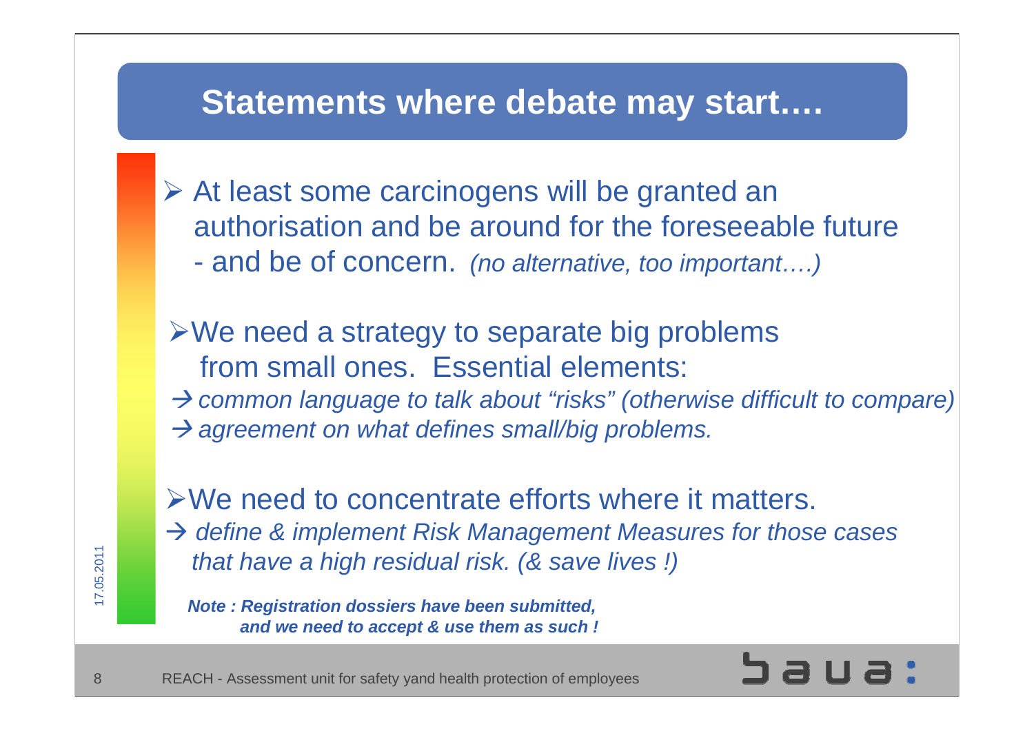# Statements where debate may start….

- At least some carcinogens will be granted an authorisation and be around for the foreseeable future - and be of concern. *(no alternative, too important….)*

- We need a strategy to separate big problems from small ones. Essential elements:
  → *common language to talk about "risks" (otherwise difficult to compare)*
  → *agreement on what defines small/big problems.*

- We need to concentrate efforts where it matters.
  → *define & implement Risk Management Measures for those cases that have a high residual risk. (& save lives !)*

***Note : Registration dossiers have been submitted, and we need to accept & use them as such !***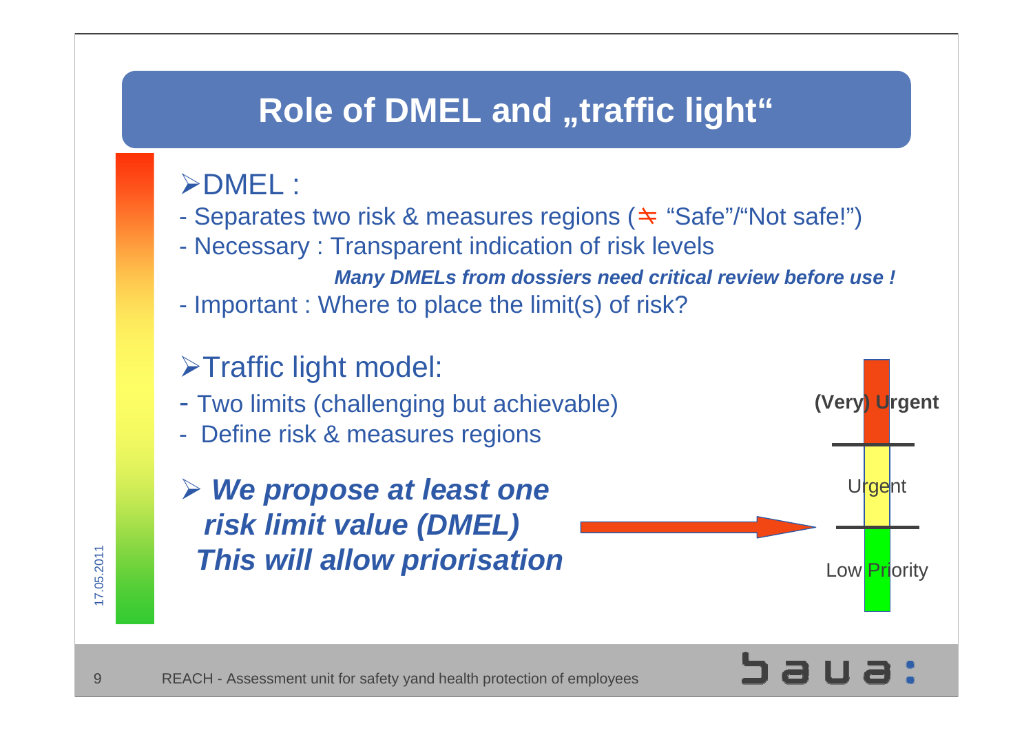# Role of DMEL and „traffic light“

- DMEL :
  - Separates two risk & measures regions (≠ “Safe”/“Not safe!”)
  - Necessary : Transparent indication of risk levels

    ***Many DMELs from dossiers need critical review before use !***
  - Important : Where to place the limit(s) of risk?

- Traffic light model:
  - Two limits (challenging but achievable)
  - Define risk & measures regions

- ***We propose at least one risk limit value (DMEL) This will allow priorisation***

**(Very) Urgent**

Urgent

Low Priority

17.05.2011

REACH - Assessment unit for safety yand health protection of employees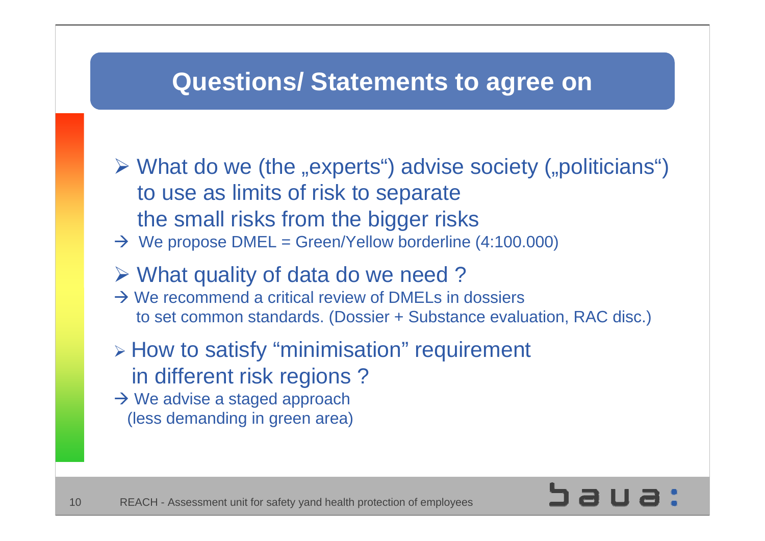## Questions/ Statements to agree on

- What do we (the „experts") advise society („politicians") to use as limits of risk to separate the small risks from the bigger risks

→ We propose DMEL = Green/Yellow borderline (4:100.000)

- What quality of data do we need ?

→ We recommend a critical review of DMELs in dossiers to set common standards. (Dossier + Substance evaluation, RAC disc.)

- How to satisfy "minimisation" requirement in different risk regions ?

→ We advise a staged approach (less demanding in green area)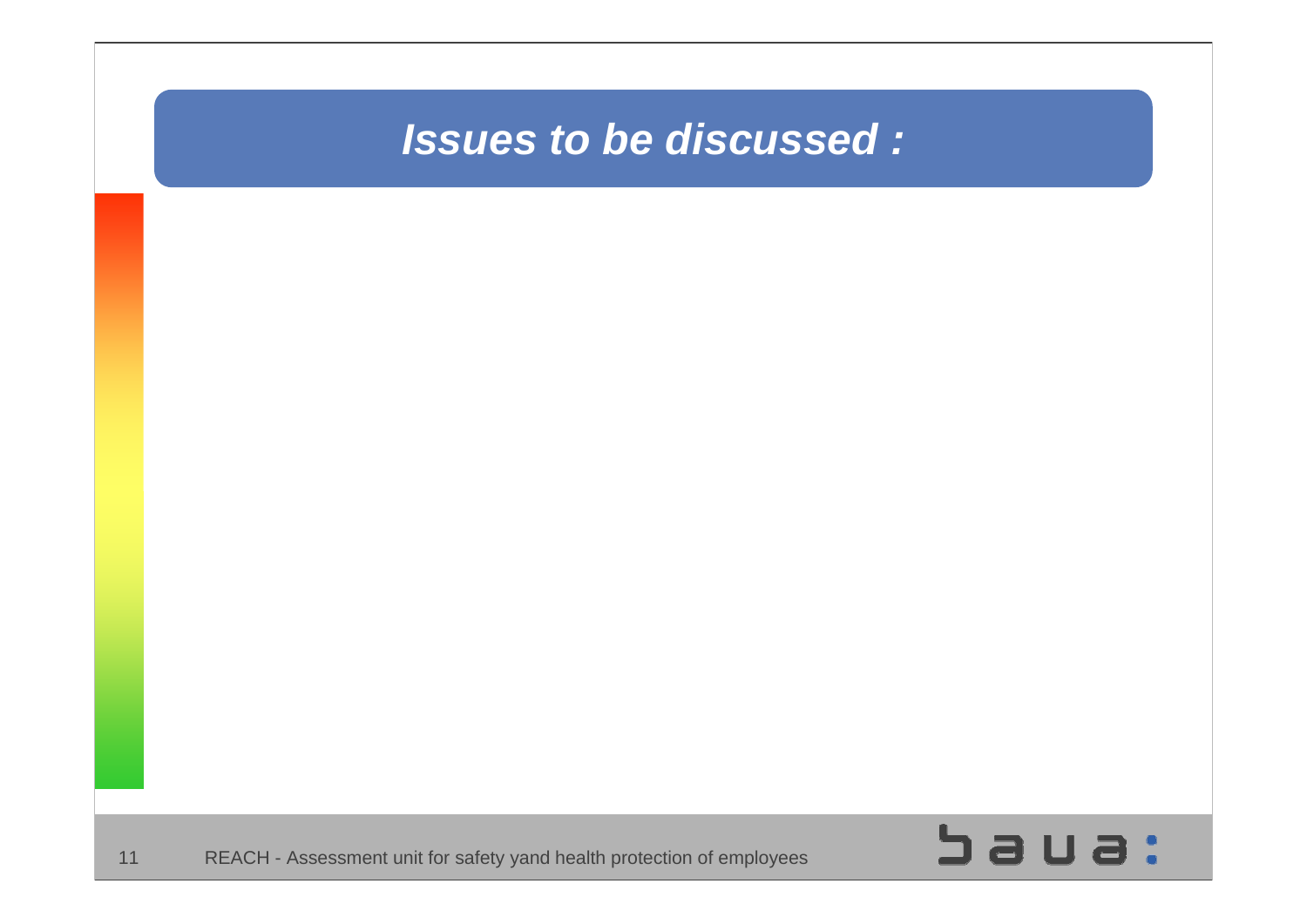# *Issues to be discussed :*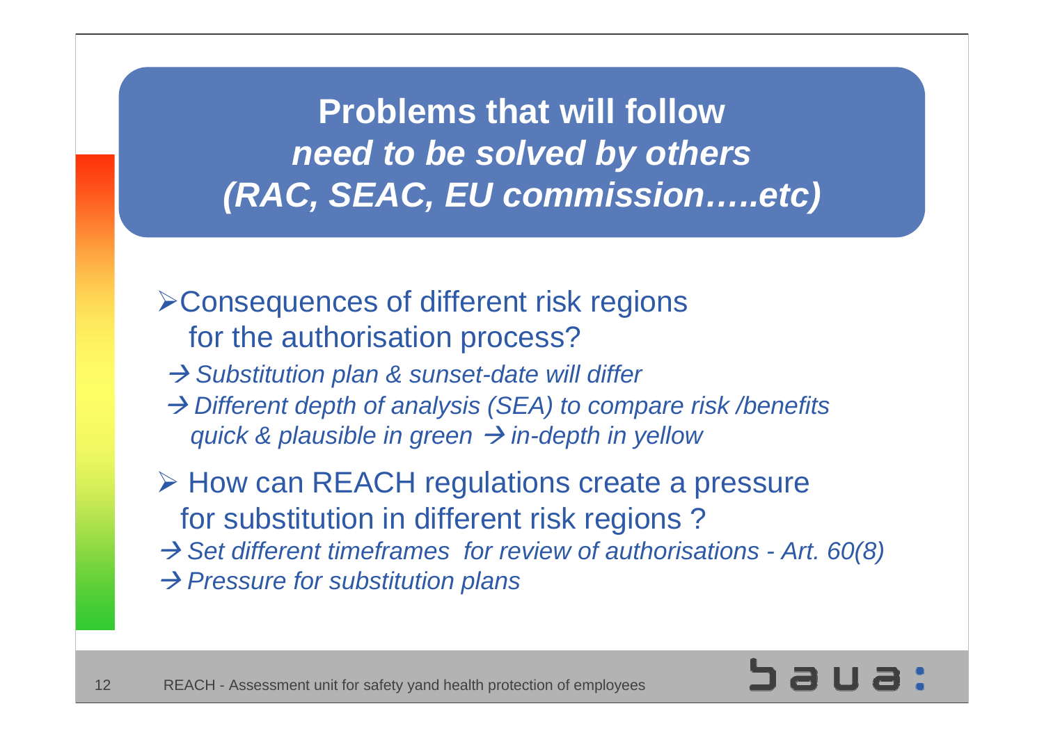# Problems that will follow *need to be solved by others (RAC, SEAC, EU commission…..etc)*

- Consequences of different risk regions for the authorisation process?
  - → *Substitution plan & sunset-date will differ*
  - → *Different depth of analysis (SEA) to compare risk /benefits quick & plausible in green → in-depth in yellow*
- How can REACH regulations create a pressure for substitution in different risk regions ?
  - → *Set different timeframes for review of authorisations - Art. 60(8)*
  - → *Pressure for substitution plans*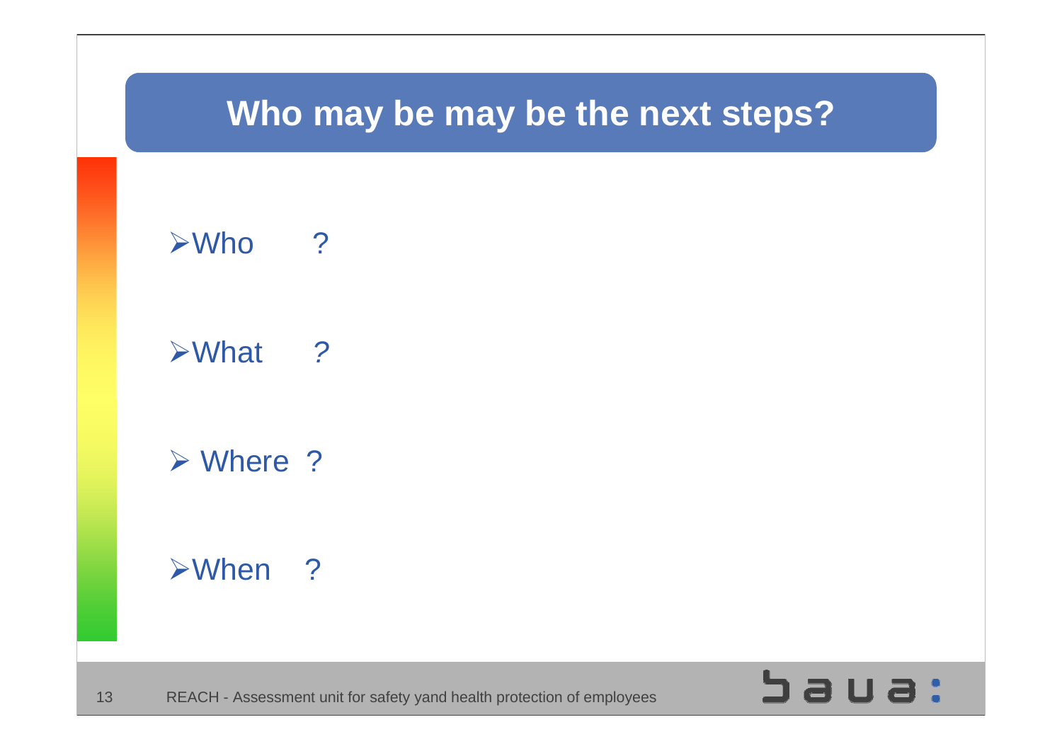# Who may be may be the next steps?

- Who ?
- What ?
- Where ?
- When ?